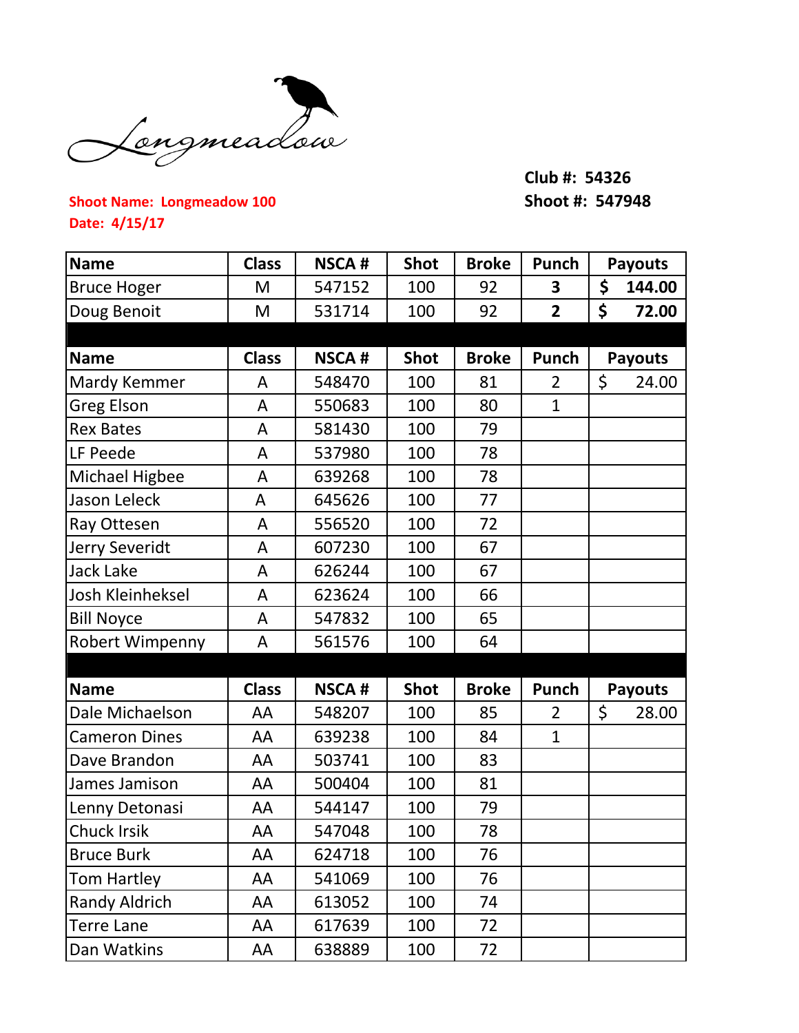Longmeadow

Club #: 54326

Shoot #: 547948

**Shoot Name: Longmeadow 100**

**Date: 4/15/17**

| Name | Class | NSCA # | Shot | Broke | Punch | Payouts |
|---|---|---|---|---|---|---|
| Bruce Hoger | M | 547152 | 100 | 92 | **3** | **$ 144.00** |
| Doug Benoit | M | 531714 | 100 | 92 | **2** | **$ 72.00** |

| Name | Class | NSCA # | Shot | Broke | Punch | Payouts |
|---|---|---|---|---|---|---|
| Mardy Kemmer | A | 548470 | 100 | 81 | 2 | $ 24.00 |
| Greg Elson | A | 550683 | 100 | 80 | 1 | |
| Rex Bates | A | 581430 | 100 | 79 | | |
| LF Peede | A | 537980 | 100 | 78 | | |
| Michael Higbee | A | 639268 | 100 | 78 | | |
| Jason Leleck | A | 645626 | 100 | 77 | | |
| Ray Ottesen | A | 556520 | 100 | 72 | | |
| Jerry Severidt | A | 607230 | 100 | 67 | | |
| Jack Lake | A | 626244 | 100 | 67 | | |
| Josh Kleinheksel | A | 623624 | 100 | 66 | | |
| Bill Noyce | A | 547832 | 100 | 65 | | |
| Robert Wimpenny | A | 561576 | 100 | 64 | | |

| Name | Class | NSCA # | Shot | Broke | Punch | Payouts |
|---|---|---|---|---|---|---|
| Dale Michaelson | AA | 548207 | 100 | 85 | 2 | $ 28.00 |
| Cameron Dines | AA | 639238 | 100 | 84 | 1 | |
| Dave Brandon | AA | 503741 | 100 | 83 | | |
| James Jamison | AA | 500404 | 100 | 81 | | |
| Lenny Detonasi | AA | 544147 | 100 | 79 | | |
| Chuck Irsik | AA | 547048 | 100 | 78 | | |
| Bruce Burk | AA | 624718 | 100 | 76 | | |
| Tom Hartley | AA | 541069 | 100 | 76 | | |
| Randy Aldrich | AA | 613052 | 100 | 74 | | |
| Terre Lane | AA | 617639 | 100 | 72 | | |
| Dan Watkins | AA | 638889 | 100 | 72 | | |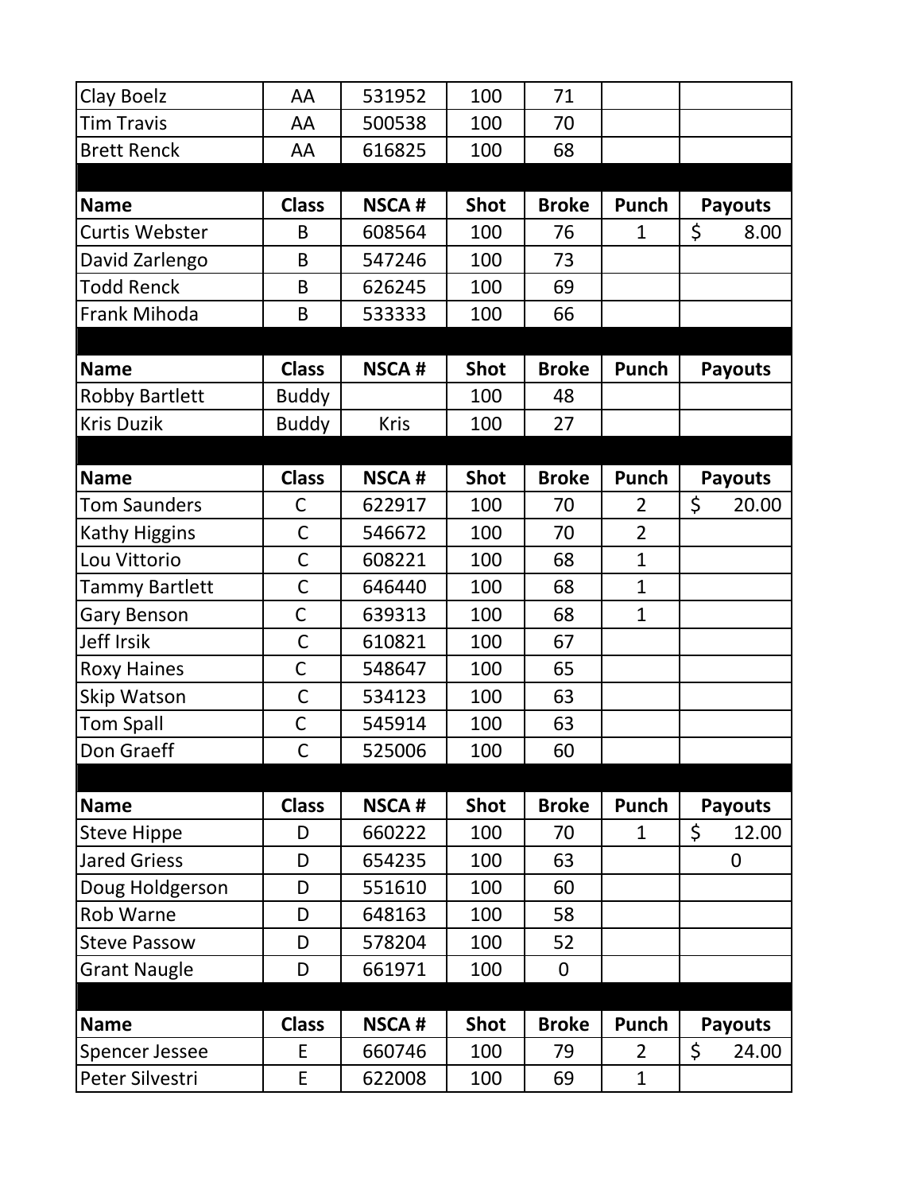| Clay Boelz | AA | 531952 | 100 | 71 | | |
|---|---|---|---|---|---|---|
| Tim Travis | AA | 500538 | 100 | 70 | | |
| Brett Renck | AA | 616825 | 100 | 68 | | |

| Name | Class | NSCA # | Shot | Broke | Punch | Payouts |
|---|---|---|---|---|---|---|
| Curtis Webster | B | 608564 | 100 | 76 | 1 | $ 8.00 |
| David Zarlengo | B | 547246 | 100 | 73 | | |
| Todd Renck | B | 626245 | 100 | 69 | | |
| Frank Mihoda | B | 533333 | 100 | 66 | | |

| Name | Class | NSCA # | Shot | Broke | Punch | Payouts |
|---|---|---|---|---|---|---|
| Robby Bartlett | Buddy | | 100 | 48 | | |
| Kris Duzik | Buddy | Kris | 100 | 27 | | |

| Name | Class | NSCA # | Shot | Broke | Punch | Payouts |
|---|---|---|---|---|---|---|
| Tom Saunders | C | 622917 | 100 | 70 | 2 | $ 20.00 |
| Kathy Higgins | C | 546672 | 100 | 70 | 2 | |
| Lou Vittorio | C | 608221 | 100 | 68 | 1 | |
| Tammy Bartlett | C | 646440 | 100 | 68 | 1 | |
| Gary Benson | C | 639313 | 100 | 68 | 1 | |
| Jeff Irsik | C | 610821 | 100 | 67 | | |
| Roxy Haines | C | 548647 | 100 | 65 | | |
| Skip Watson | C | 534123 | 100 | 63 | | |
| Tom Spall | C | 545914 | 100 | 63 | | |
| Don Graeff | C | 525006 | 100 | 60 | | |

| Name | Class | NSCA # | Shot | Broke | Punch | Payouts |
|---|---|---|---|---|---|---|
| Steve Hippe | D | 660222 | 100 | 70 | 1 | $ 12.00 |
| Jared Griess | D | 654235 | 100 | 63 | | 0 |
| Doug Holdgerson | D | 551610 | 100 | 60 | | |
| Rob Warne | D | 648163 | 100 | 58 | | |
| Steve Passow | D | 578204 | 100 | 52 | | |
| Grant Naugle | D | 661971 | 100 | 0 | | |

| Name | Class | NSCA # | Shot | Broke | Punch | Payouts |
|---|---|---|---|---|---|---|
| Spencer Jessee | E | 660746 | 100 | 79 | 2 | $ 24.00 |
| Peter Silvestri | E | 622008 | 100 | 69 | 1 | |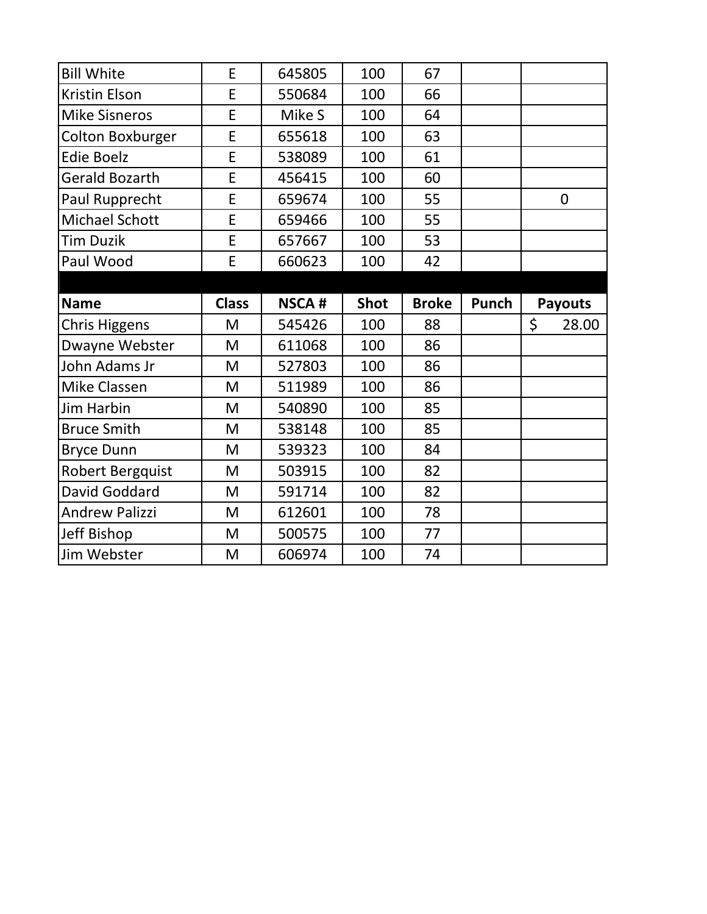| | | | | | | |
|---|---|---|---|---|---|---|
| Bill White | E | 645805 | 100 | 67 | | |
| Kristin Elson | E | 550684 | 100 | 66 | | |
| Mike Sisneros | E | Mike S | 100 | 64 | | |
| Colton Boxburger | E | 655618 | 100 | 63 | | |
| Edie Boelz | E | 538089 | 100 | 61 | | |
| Gerald Bozarth | E | 456415 | 100 | 60 | | |
| Paul Rupprecht | E | 659674 | 100 | 55 | | 0 |
| Michael Schott | E | 659466 | 100 | 55 | | |
| Tim Duzik | E | 657667 | 100 | 53 | | |
| Paul Wood | E | 660623 | 100 | 42 | | |

| **Name** | **Class** | **NSCA #** | **Shot** | **Broke** | **Punch** | **Payouts** |
|---|---|---|---|---|---|---|
| Chris Higgens | M | 545426 | 100 | 88 | | $ 28.00 |
| Dwayne Webster | M | 611068 | 100 | 86 | | |
| John Adams Jr | M | 527803 | 100 | 86 | | |
| Mike Classen | M | 511989 | 100 | 86 | | |
| Jim Harbin | M | 540890 | 100 | 85 | | |
| Bruce Smith | M | 538148 | 100 | 85 | | |
| Bryce Dunn | M | 539323 | 100 | 84 | | |
| Robert Bergquist | M | 503915 | 100 | 82 | | |
| David Goddard | M | 591714 | 100 | 82 | | |
| Andrew Palizzi | M | 612601 | 100 | 78 | | |
| Jeff Bishop | M | 500575 | 100 | 77 | | |
| Jim Webster | M | 606974 | 100 | 74 | | |